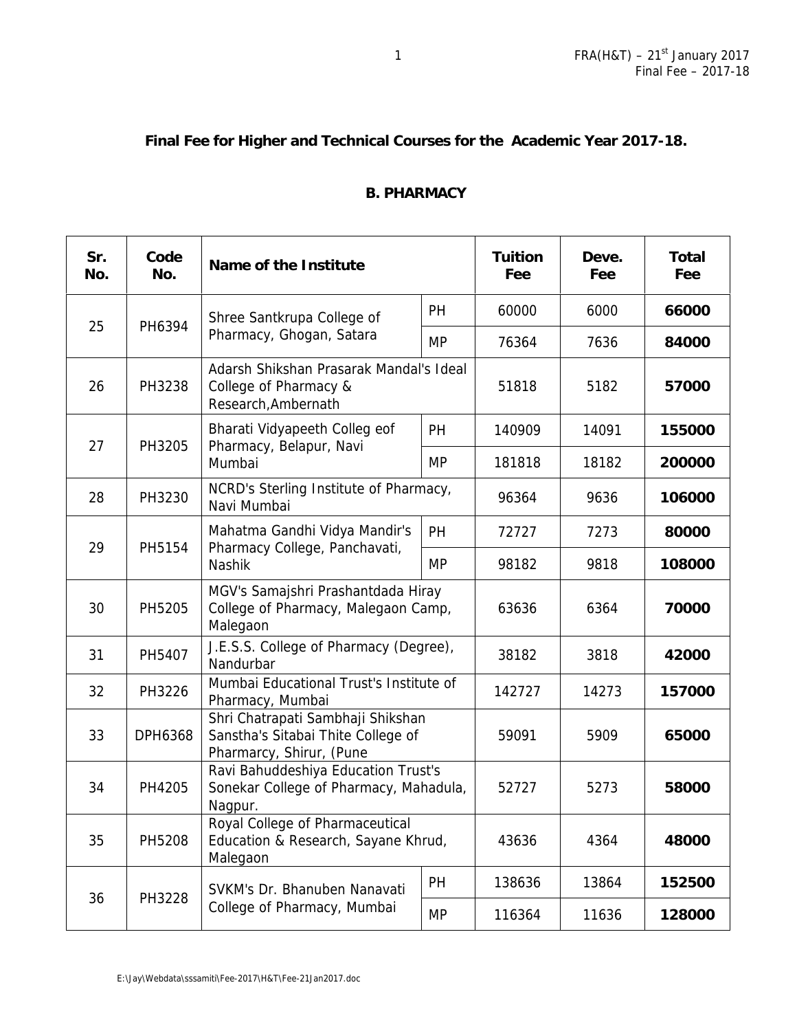## Final Fee for Higher and Technical Courses for the Academic Year 2017-18.

### B. PHARMACY

| Sr. No. | Code No. | Name of the Institute | | Tuition Fee | Deve. Fee | Total Fee |
|---|---|---|---|---|---|---|
| 25 | PH6394 | Shree Santkrupa College of Pharmacy, Ghogan, Satara | PH | 60000 | 6000 | **66000** |
| | | | MP | 76364 | 7636 | **84000** |
| 26 | PH3238 | Adarsh Shikshan Prasarak Mandal's Ideal College of Pharmacy & Research,Ambernath | | 51818 | 5182 | **57000** |
| 27 | PH3205 | Bharati Vidyapeeth Colleg eof Pharmacy, Belapur, Navi Mumbai | PH | 140909 | 14091 | **155000** |
| | | | MP | 181818 | 18182 | **200000** |
| 28 | PH3230 | NCRD's Sterling Institute of Pharmacy, Navi Mumbai | | 96364 | 9636 | **106000** |
| 29 | PH5154 | Mahatma Gandhi Vidya Mandir's Pharmacy College, Panchavati, Nashik | PH | 72727 | 7273 | **80000** |
| | | | MP | 98182 | 9818 | **108000** |
| 30 | PH5205 | MGV's Samajshri Prashantdada Hiray College of Pharmacy, Malegaon Camp, Malegaon | | 63636 | 6364 | **70000** |
| 31 | PH5407 | J.E.S.S. College of Pharmacy (Degree), Nandurbar | | 38182 | 3818 | **42000** |
| 32 | PH3226 | Mumbai Educational Trust's Institute of Pharmacy, Mumbai | | 142727 | 14273 | **157000** |
| 33 | DPH6368 | Shri Chatrapati Sambhaji Shikshan Sanstha's Sitabai Thite College of Pharmarcy, Shirur, (Pune | | 59091 | 5909 | **65000** |
| 34 | PH4205 | Ravi Bahuddeshiya Education Trust's Sonekar College of Pharmacy, Mahadula, Nagpur. | | 52727 | 5273 | **58000** |
| 35 | PH5208 | Royal College of Pharmaceutical Education & Research, Sayane Khrud, Malegaon | | 43636 | 4364 | **48000** |
| 36 | PH3228 | SVKM's Dr. Bhanuben Nanavati College of Pharmacy, Mumbai | PH | 138636 | 13864 | **152500** |
| | | | MP | 116364 | 11636 | **128000** |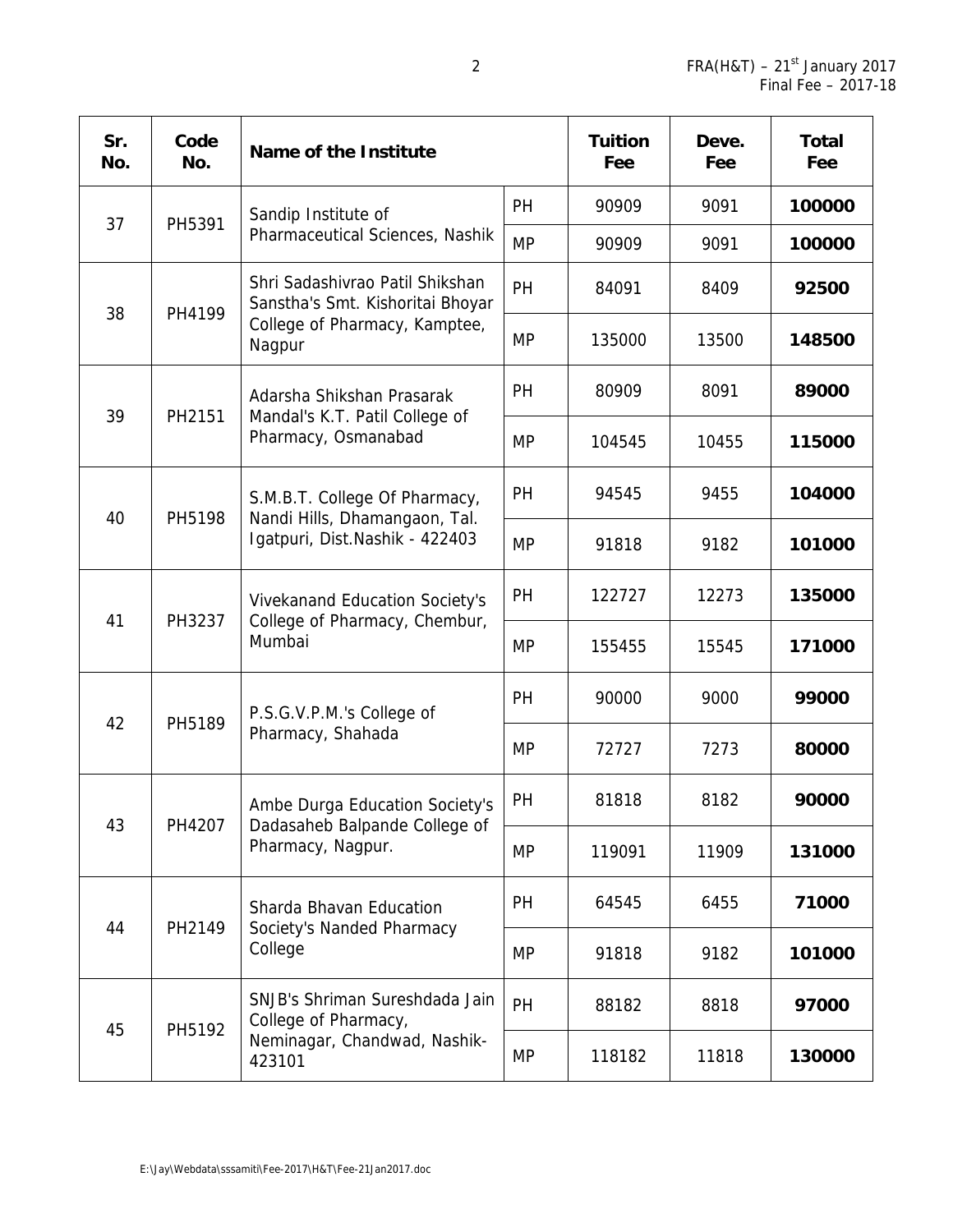| Sr. No. | Code No. | Name of the Institute | | Tuition Fee | Deve. Fee | Total Fee |
|---|---|---|---|---|---|---|
| 37 | PH5391 | Sandip Institute of Pharmaceutical Sciences, Nashik | PH | 90909 | 9091 | **100000** |
| | | | MP | 90909 | 9091 | **100000** |
| 38 | PH4199 | Shri Sadashivrao Patil Shikshan Sanstha's Smt. Kishoritai Bhoyar College of Pharmacy, Kamptee, Nagpur | PH | 84091 | 8409 | **92500** |
| | | | MP | 135000 | 13500 | **148500** |
| 39 | PH2151 | Adarsha Shikshan Prasarak Mandal's K.T. Patil College of Pharmacy, Osmanabad | PH | 80909 | 8091 | **89000** |
| | | | MP | 104545 | 10455 | **115000** |
| 40 | PH5198 | S.M.B.T. College Of Pharmacy, Nandi Hills, Dhamangaon, Tal. Igatpuri, Dist.Nashik - 422403 | PH | 94545 | 9455 | **104000** |
| | | | MP | 91818 | 9182 | **101000** |
| 41 | PH3237 | Vivekanand Education Society's College of Pharmacy, Chembur, Mumbai | PH | 122727 | 12273 | **135000** |
| | | | MP | 155455 | 15545 | **171000** |
| 42 | PH5189 | P.S.G.V.P.M.'s College of Pharmacy, Shahada | PH | 90000 | 9000 | **99000** |
| | | | MP | 72727 | 7273 | **80000** |
| 43 | PH4207 | Ambe Durga Education Society's Dadasaheb Balpande College of Pharmacy, Nagpur. | PH | 81818 | 8182 | **90000** |
| | | | MP | 119091 | 11909 | **131000** |
| 44 | PH2149 | Sharda Bhavan Education Society's Nanded Pharmacy College | PH | 64545 | 6455 | **71000** |
| | | | MP | 91818 | 9182 | **101000** |
| 45 | PH5192 | SNJB's Shriman Sureshdada Jain College of Pharmacy, Neminagar, Chandwad, Nashik-423101 | PH | 88182 | 8818 | **97000** |
| | | | MP | 118182 | 11818 | **130000** |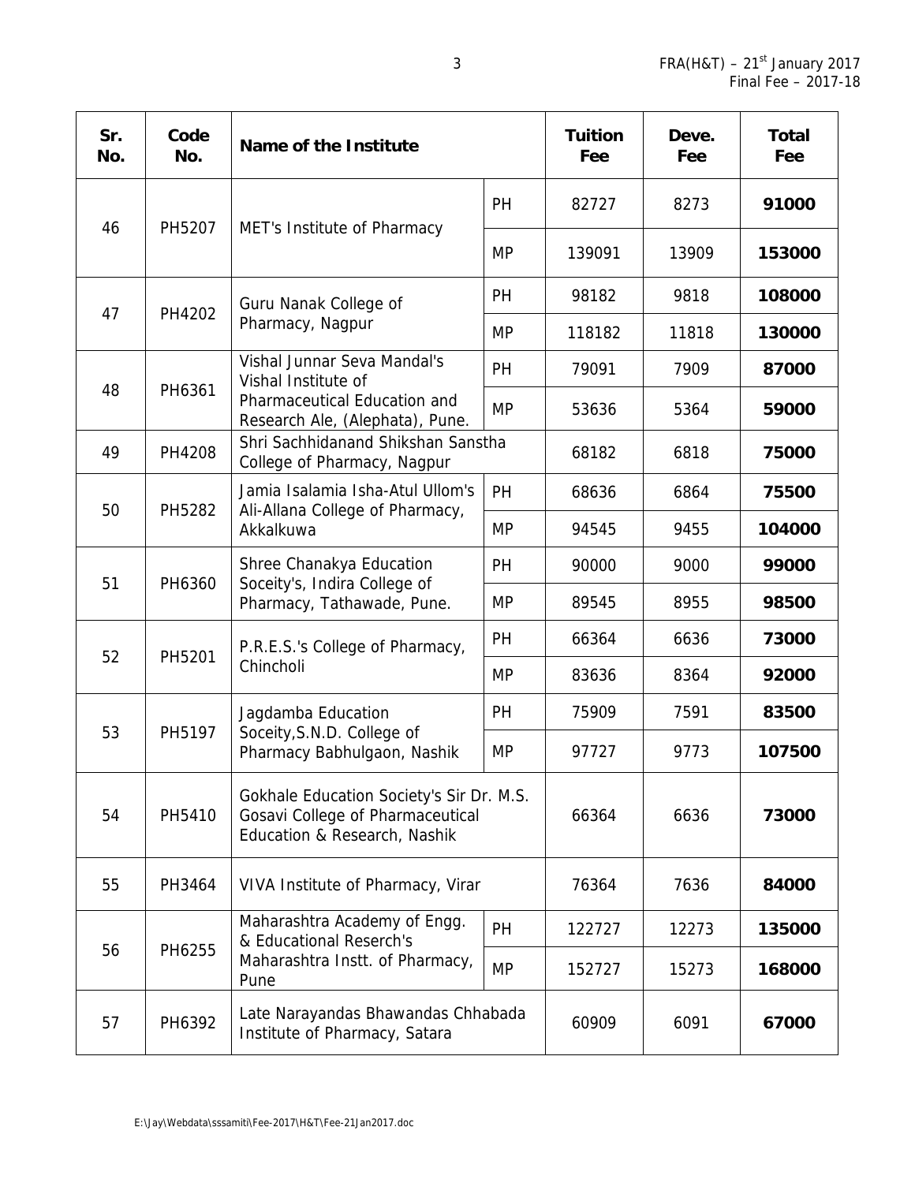| Sr. No. | Code No. | Name of the Institute | | Tuition Fee | Deve. Fee | Total Fee |
|---|---|---|---|---|---|---|
| 46 | PH5207 | MET's Institute of Pharmacy | PH | 82727 | 8273 | **91000** |
| | | | MP | 139091 | 13909 | **153000** |
| 47 | PH4202 | Guru Nanak College of Pharmacy, Nagpur | PH | 98182 | 9818 | **108000** |
| | | | MP | 118182 | 11818 | **130000** |
| 48 | PH6361 | Vishal Junnar Seva Mandal's Vishal Institute of Pharmaceutical Education and Research Ale, (Alephata), Pune. | PH | 79091 | 7909 | **87000** |
| | | | MP | 53636 | 5364 | **59000** |
| 49 | PH4208 | Shri Sachhidanand Shikshan Sanstha College of Pharmacy, Nagpur | | 68182 | 6818 | **75000** |
| 50 | PH5282 | Jamia Isalamia Isha-Atul Ullom's Ali-Allana College of Pharmacy, Akkalkuwa | PH | 68636 | 6864 | **75500** |
| | | | MP | 94545 | 9455 | **104000** |
| 51 | PH6360 | Shree Chanakya Education Soceity's, Indira College of Pharmacy, Tathawade, Pune. | PH | 90000 | 9000 | **99000** |
| | | | MP | 89545 | 8955 | **98500** |
| 52 | PH5201 | P.R.E.S.'s College of Pharmacy, Chincholi | PH | 66364 | 6636 | **73000** |
| | | | MP | 83636 | 8364 | **92000** |
| 53 | PH5197 | Jagdamba Education Soceity,S.N.D. College of Pharmacy Babhulgaon, Nashik | PH | 75909 | 7591 | **83500** |
| | | | MP | 97727 | 9773 | **107500** |
| 54 | PH5410 | Gokhale Education Society's Sir Dr. M.S. Gosavi College of Pharmaceutical Education & Research, Nashik | | 66364 | 6636 | **73000** |
| 55 | PH3464 | VIVA Institute of Pharmacy, Virar | | 76364 | 7636 | **84000** |
| 56 | PH6255 | Maharashtra Academy of Engg. & Educational Reserch's Maharashtra Instt. of Pharmacy, Pune | PH | 122727 | 12273 | **135000** |
| | | | MP | 152727 | 15273 | **168000** |
| 57 | PH6392 | Late Narayandas Bhawandas Chhabada Institute of Pharmacy, Satara | | 60909 | 6091 | **67000** |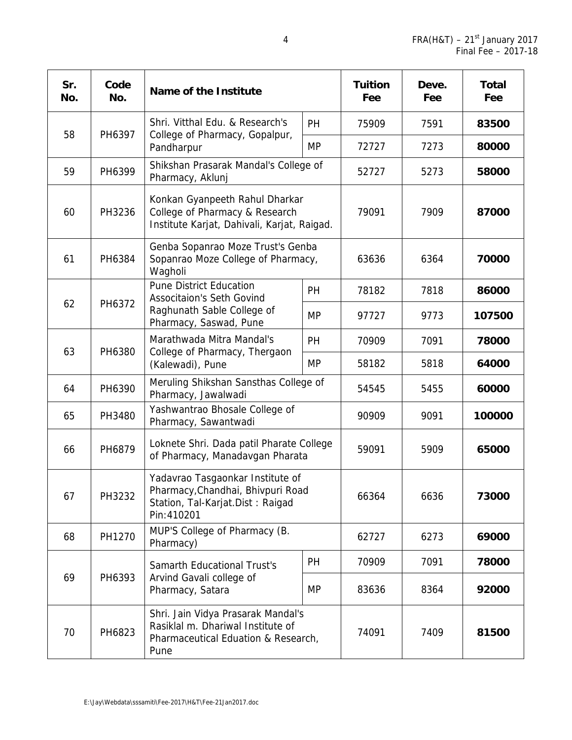| Sr. No. | Code No. | Name of the Institute | | Tuition Fee | Deve. Fee | Total Fee |
|---|---|---|---|---|---|---|
| 58 | PH6397 | Shri. Vitthal Edu. & Research's College of Pharmacy, Gopalpur, Pandharpur | PH | 75909 | 7591 | **83500** |
| | | | MP | 72727 | 7273 | **80000** |
| 59 | PH6399 | Shikshan Prasarak Mandal's College of Pharmacy, Aklunj | | 52727 | 5273 | **58000** |
| 60 | PH3236 | Konkan Gyanpeeth Rahul Dharkar College of Pharmacy & Research Institute Karjat, Dahivali, Karjat, Raigad. | | 79091 | 7909 | **87000** |
| 61 | PH6384 | Genba Sopanrao Moze Trust's Genba Sopanrao Moze College of Pharmacy, Wagholi | | 63636 | 6364 | **70000** |
| 62 | PH6372 | Pune District Education Associtaion's Seth Govind Raghunath Sable College of Pharmacy, Saswad, Pune | PH | 78182 | 7818 | **86000** |
| | | | MP | 97727 | 9773 | **107500** |
| 63 | PH6380 | Marathwada Mitra Mandal's College of Pharmacy, Thergaon (Kalewadi), Pune | PH | 70909 | 7091 | **78000** |
| | | | MP | 58182 | 5818 | **64000** |
| 64 | PH6390 | Meruling Shikshan Sansthas College of Pharmacy, Jawalwadi | | 54545 | 5455 | **60000** |
| 65 | PH3480 | Yashwantrao Bhosale College of Pharmacy, Sawantwadi | | 90909 | 9091 | **100000** |
| 66 | PH6879 | Loknete Shri. Dada patil Pharate College of Pharmacy, Manadavgan Pharata | | 59091 | 5909 | **65000** |
| 67 | PH3232 | Yadavrao Tasgaonkar Institute of Pharmacy,Chandhai, Bhivpuri Road Station, Tal-Karjat.Dist : Raigad Pin:410201 | | 66364 | 6636 | **73000** |
| 68 | PH1270 | MUP'S College of Pharmacy (B. Pharmacy) | | 62727 | 6273 | **69000** |
| 69 | PH6393 | Samarth Educational Trust's Arvind Gavali college of Pharmacy, Satara | PH | 70909 | 7091 | **78000** |
| | | | MP | 83636 | 8364 | **92000** |
| 70 | PH6823 | Shri. Jain Vidya Prasarak Mandal's Rasiklal m. Dhariwal Institute of Pharmaceutical Eduation & Research, Pune | | 74091 | 7409 | **81500** |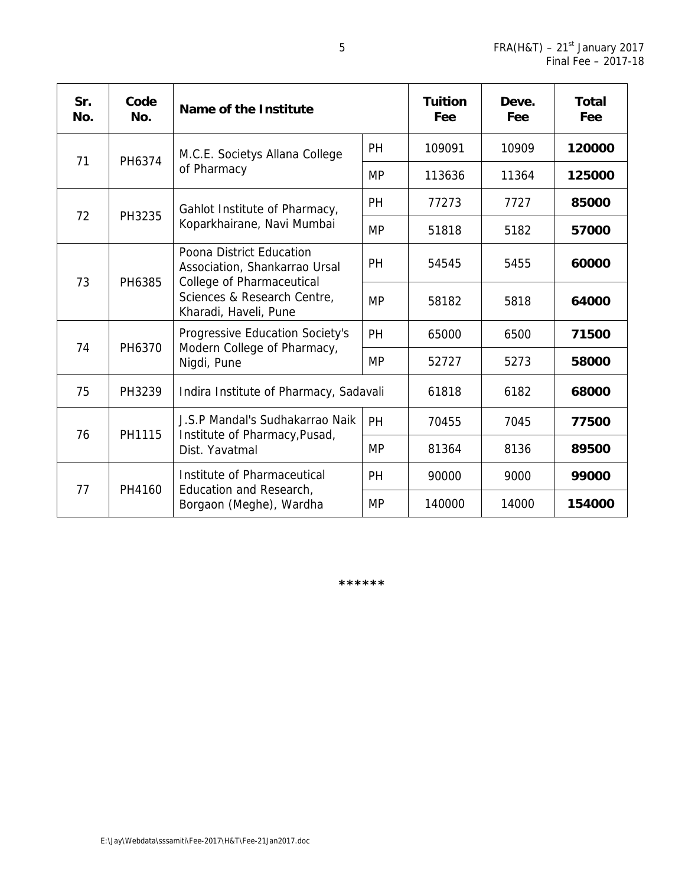| Sr. No. | Code No. | Name of the Institute | | Tuition Fee | Deve. Fee | Total Fee |
|---|---|---|---|---|---|---|
| 71 | PH6374 | M.C.E. Societys Allana College of Pharmacy | PH | 109091 | 10909 | **120000** |
| | | | MP | 113636 | 11364 | **125000** |
| 72 | PH3235 | Gahlot Institute of Pharmacy, Koparkhairane, Navi Mumbai | PH | 77273 | 7727 | **85000** |
| | | | MP | 51818 | 5182 | **57000** |
| 73 | PH6385 | Poona District Education Association, Shankarrao Ursal College of Pharmaceutical Sciences & Research Centre, Kharadi, Haveli, Pune | PH | 54545 | 5455 | **60000** |
| | | | MP | 58182 | 5818 | **64000** |
| 74 | PH6370 | Progressive Education Society's Modern College of Pharmacy, Nigdi, Pune | PH | 65000 | 6500 | **71500** |
| | | | MP | 52727 | 5273 | **58000** |
| 75 | PH3239 | Indira Institute of Pharmacy, Sadavali | | 61818 | 6182 | **68000** |
| 76 | PH1115 | J.S.P Mandal's Sudhakarrao Naik Institute of Pharmacy,Pusad, Dist. Yavatmal | PH | 70455 | 7045 | **77500** |
| | | | MP | 81364 | 8136 | **89500** |
| 77 | PH4160 | Institute of Pharmaceutical Education and Research, Borgaon (Meghe), Wardha | PH | 90000 | 9000 | **99000** |
| | | | MP | 140000 | 14000 | **154000** |

******